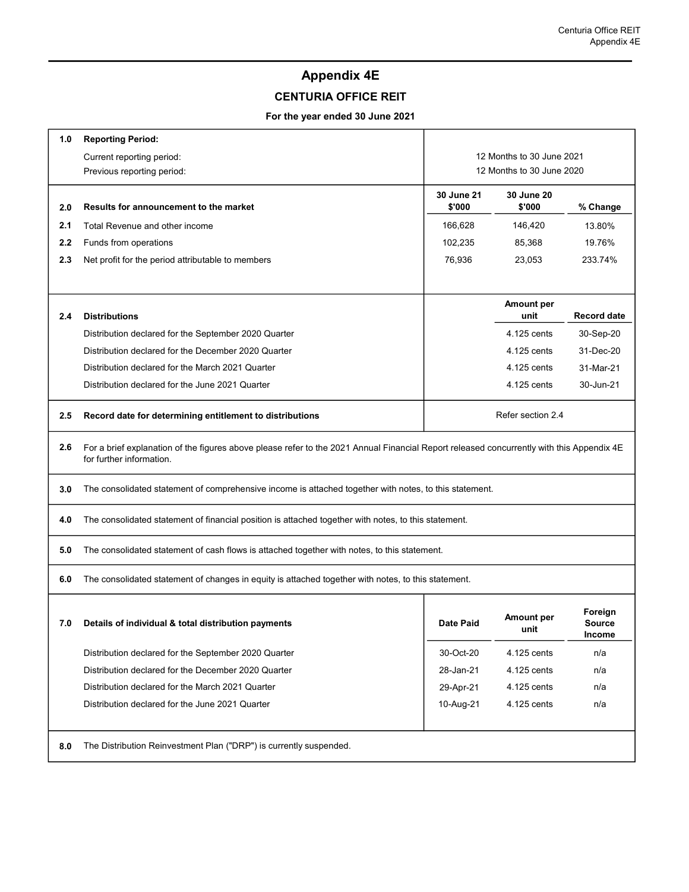# Appendix 4E

## CENTURIA OFFICE REIT

### For the year ended 30 June 2021

| | | | | |
|---|---|---|---|---|
| **1.0** | **Reporting Period:** | | | |
| | Current reporting period: | 12 Months to 30 June 2021 | | |
| | Previous reporting period: | 12 Months to 30 June 2020 | | |

| | **Results for announcement to the market** | **30 June 21 $'000** | **30 June 20 $'000** | **% Change** |
|---|---|---|---|---|
| **2.0** | | | | |
| **2.1** | Total Revenue and other income | 166,628 | 146,420 | 13.80% |
| **2.2** | Funds from operations | 102,235 | 85,368 | 19.76% |
| **2.3** | Net profit for the period attributable to members | 76,936 | 23,053 | 233.74% |

| | **Distributions** | **Amount per unit** | **Record date** |
|---|---|---|---|
| **2.4** | | | |
| | Distribution declared for the September 2020 Quarter | 4.125 cents | 30-Sep-20 |
| | Distribution declared for the December 2020 Quarter | 4.125 cents | 31-Dec-20 |
| | Distribution declared for the March 2021 Quarter | 4.125 cents | 31-Mar-21 |
| | Distribution declared for the June 2021 Quarter | 4.125 cents | 30-Jun-21 |

| | | |
|---|---|---|
| **2.5** | **Record date for determining entitlement to distributions** | Refer section 2.4 |

**2.6** For a brief explanation of the figures above please refer to the 2021 Annual Financial Report released concurrently with this Appendix 4E for further information.

**3.0** The consolidated statement of comprehensive income is attached together with notes, to this statement.

**4.0** The consolidated statement of financial position is attached together with notes, to this statement.

**5.0** The consolidated statement of cash flows is attached together with notes, to this statement.

**6.0** The consolidated statement of changes in equity is attached together with notes, to this statement.

| **7.0** | **Details of individual & total distribution payments** | **Date Paid** | **Amount per unit** | **Foreign Source Income** |
|---|---|---|---|---|
| | Distribution declared for the September 2020 Quarter | 30-Oct-20 | 4.125 cents | n/a |
| | Distribution declared for the December 2020 Quarter | 28-Jan-21 | 4.125 cents | n/a |
| | Distribution declared for the March 2021 Quarter | 29-Apr-21 | 4.125 cents | n/a |
| | Distribution declared for the June 2021 Quarter | 10-Aug-21 | 4.125 cents | n/a |

**8.0** The Distribution Reinvestment Plan ("DRP") is currently suspended.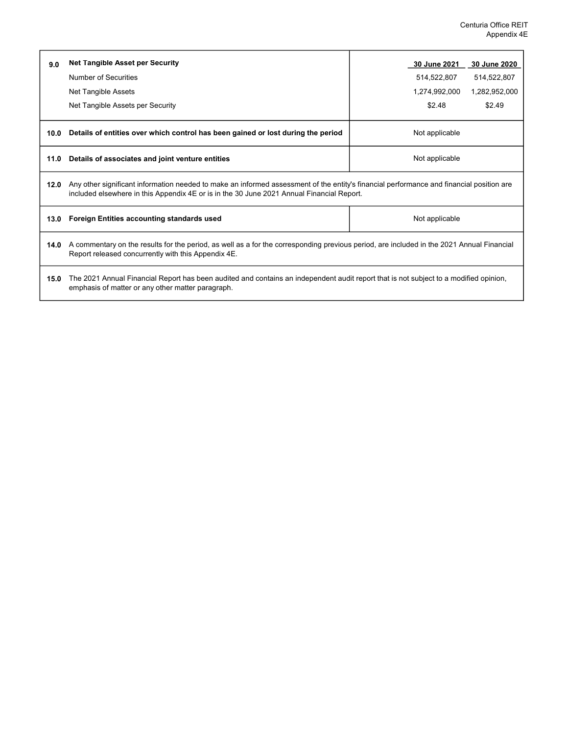| | | | 30 June 2021 | 30 June 2020 |
|---|---|---|---|---|
| **9.0** | **Net Tangible Asset per Security** | | | |
| | Number of Securities | | 514,522,807 | 514,522,807 |
| | Net Tangible Assets | | 1,274,992,000 | 1,282,952,000 |
| | Net Tangible Assets per Security | | $2.48 | $2.49 |
| **10.0** | **Details of entities over which control has been gained or lost during the period** | Not applicable | | |
| **11.0** | **Details of associates and joint venture entities** | Not applicable | | |
| **12.0** | Any other significant information needed to make an informed assessment of the entity's financial performance and financial position are included elsewhere in this Appendix 4E or is in the 30 June 2021 Annual Financial Report. | | | |
| **13.0** | **Foreign Entities accounting standards used** | Not applicable | | |
| **14.0** | A commentary on the results for the period, as well as a for the corresponding previous period, are included in the 2021 Annual Financial Report released concurrently with this Appendix 4E. | | | |
| **15.0** | The 2021 Annual Financial Report has been audited and contains an independent audit report that is not subject to a modified opinion, emphasis of matter or any other matter paragraph. | | | |